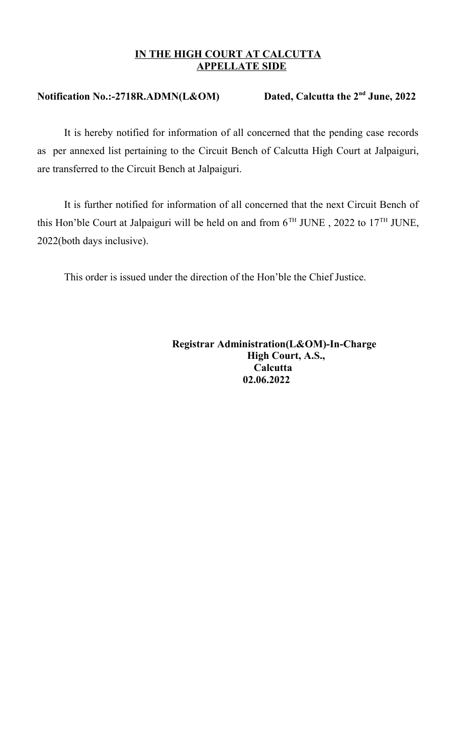**IN THE HIGH COURT AT CALCUTTA**
**APPELLATE SIDE**

**Notification No.:-2718R.ADMN(L&OM)** **Dated, Calcutta the 2nd June, 2022**

It is hereby notified for information of all concerned that the pending case records as per annexed list pertaining to the Circuit Bench of Calcutta High Court at Jalpaiguri, are transferred to the Circuit Bench at Jalpaiguri.

It is further notified for information of all concerned that the next Circuit Bench of this Hon'ble Court at Jalpaiguri will be held on and from 6TH JUNE , 2022 to 17TH JUNE, 2022(both days inclusive).

This order is issued under the direction of the Hon'ble the Chief Justice.

**Registrar Administration(L&OM)-In-Charge**
**High Court, A.S.,**
**Calcutta**
**02.06.2022**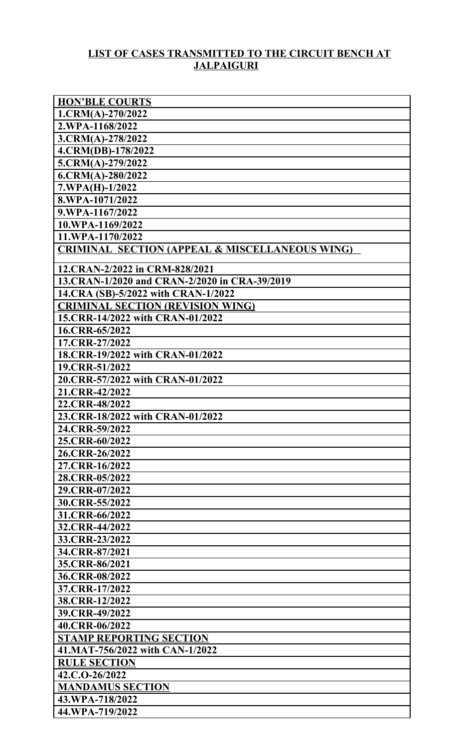# LIST OF CASES TRANSMITTED TO THE CIRCUIT BENCH AT JALPAIGURI

| **HON'BLE COURTS** |
|---|
| 1.CRM(A)-270/2022 |
| 2.WPA-1168/2022 |
| 3.CRM(A)-278/2022 |
| 4.CRM(DB)-178/2022 |
| 5.CRM(A)-279/2022 |
| 6.CRM(A)-280/2022 |
| 7.WPA(H)-1/2022 |
| 8.WPA-1071/2022 |
| 9.WPA-1167/2022 |
| 10.WPA-1169/2022 |
| 11.WPA-1170/2022 |
| **CRIMINAL SECTION (APPEAL & MISCELLANEOUS WING)** |
| 12.CRAN-2/2022 in CRM-828/2021 |
| 13.CRAN-1/2020 and CRAN-2/2020 in CRA-39/2019 |
| 14.CRA (SB)-5/2022 with CRAN-1/2022 |
| **CRIMINAL SECTION (REVISION WING)** |
| 15.CRR-14/2022 with CRAN-01/2022 |
| 16.CRR-65/2022 |
| 17.CRR-27/2022 |
| 18.CRR-19/2022 with CRAN-01/2022 |
| 19.CRR-51/2022 |
| 20.CRR-57/2022 with CRAN-01/2022 |
| 21.CRR-42/2022 |
| 22.CRR-48/2022 |
| 23.CRR-18/2022 with CRAN-01/2022 |
| 24.CRR-59/2022 |
| 25.CRR-60/2022 |
| 26.CRR-26/2022 |
| 27.CRR-16/2022 |
| 28.CRR-05/2022 |
| 29.CRR-07/2022 |
| 30.CRR-55/2022 |
| 31.CRR-66/2022 |
| 32.CRR-44/2022 |
| 33.CRR-23/2022 |
| 34.CRR-87/2021 |
| 35.CRR-86/2021 |
| 36.CRR-08/2022 |
| 37.CRR-17/2022 |
| 38.CRR-12/2022 |
| 39.CRR-49/2022 |
| 40.CRR-06/2022 |
| **STAMP REPORTING SECTION** |
| 41.MAT-756/2022 with CAN-1/2022 |
| **RULE SECTION** |
| 42.C.O-26/2022 |
| **MANDAMUS SECTION** |
| 43.WPA-718/2022 |
| 44.WPA-719/2022 |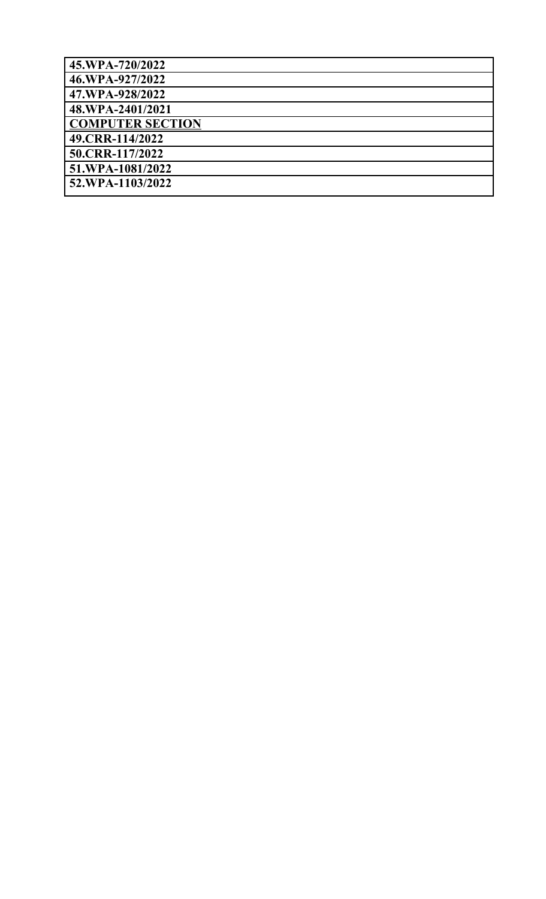| |
|---|
| **45.WPA-720/2022** |
| **46.WPA-927/2022** |
| **47.WPA-928/2022** |
| **48.WPA-2401/2021** |
| **COMPUTER SECTION** |
| **49.CRR-114/2022** |
| **50.CRR-117/2022** |
| **51.WPA-1081/2022** |
| **52.WPA-1103/2022** |